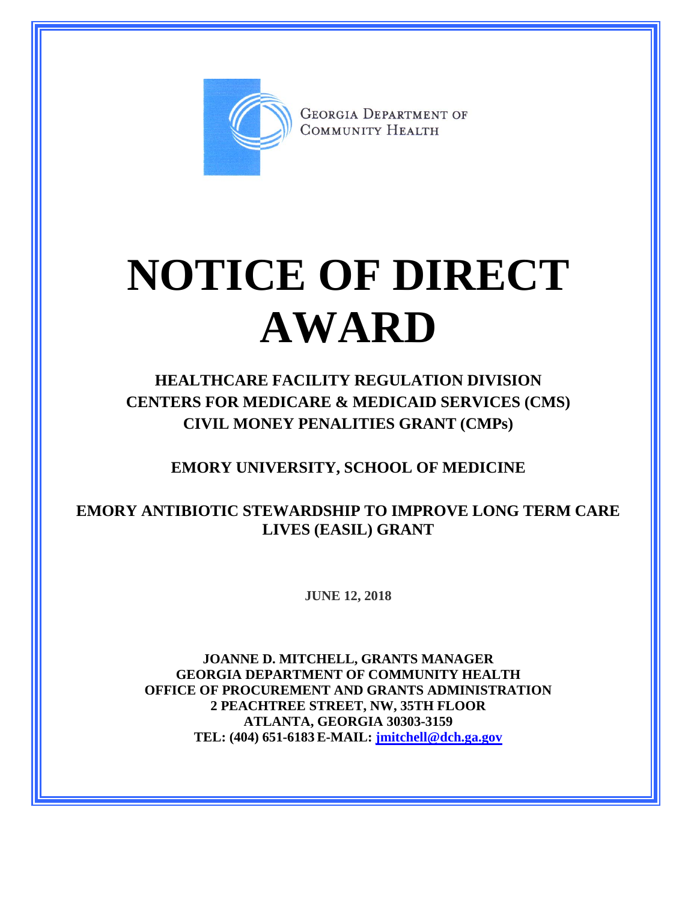GEORGIA DEPARTMENT OF COMMUNITY HEALTH

# NOTICE OF DIRECT AWARD

## HEALTHCARE FACILITY REGULATION DIVISION
## CENTERS FOR MEDICARE & MEDICAID SERVICES (CMS)
## CIVIL MONEY PENALITIES GRANT (CMPs)

## EMORY UNIVERSITY, SCHOOL OF MEDICINE

## EMORY ANTIBIOTIC STEWARDSHIP TO IMPROVE LONG TERM CARE LIVES (EASIL) GRANT

**JUNE 12, 2018**

**JOANNE D. MITCHELL, GRANTS MANAGER**
**GEORGIA DEPARTMENT OF COMMUNITY HEALTH**
**OFFICE OF PROCUREMENT AND GRANTS ADMINISTRATION**
**2 PEACHTREE STREET, NW, 35TH FLOOR**
**ATLANTA, GEORGIA 30303-3159**
**TEL: (404) 651-6183 E-MAIL: jmitchell@dch.ga.gov**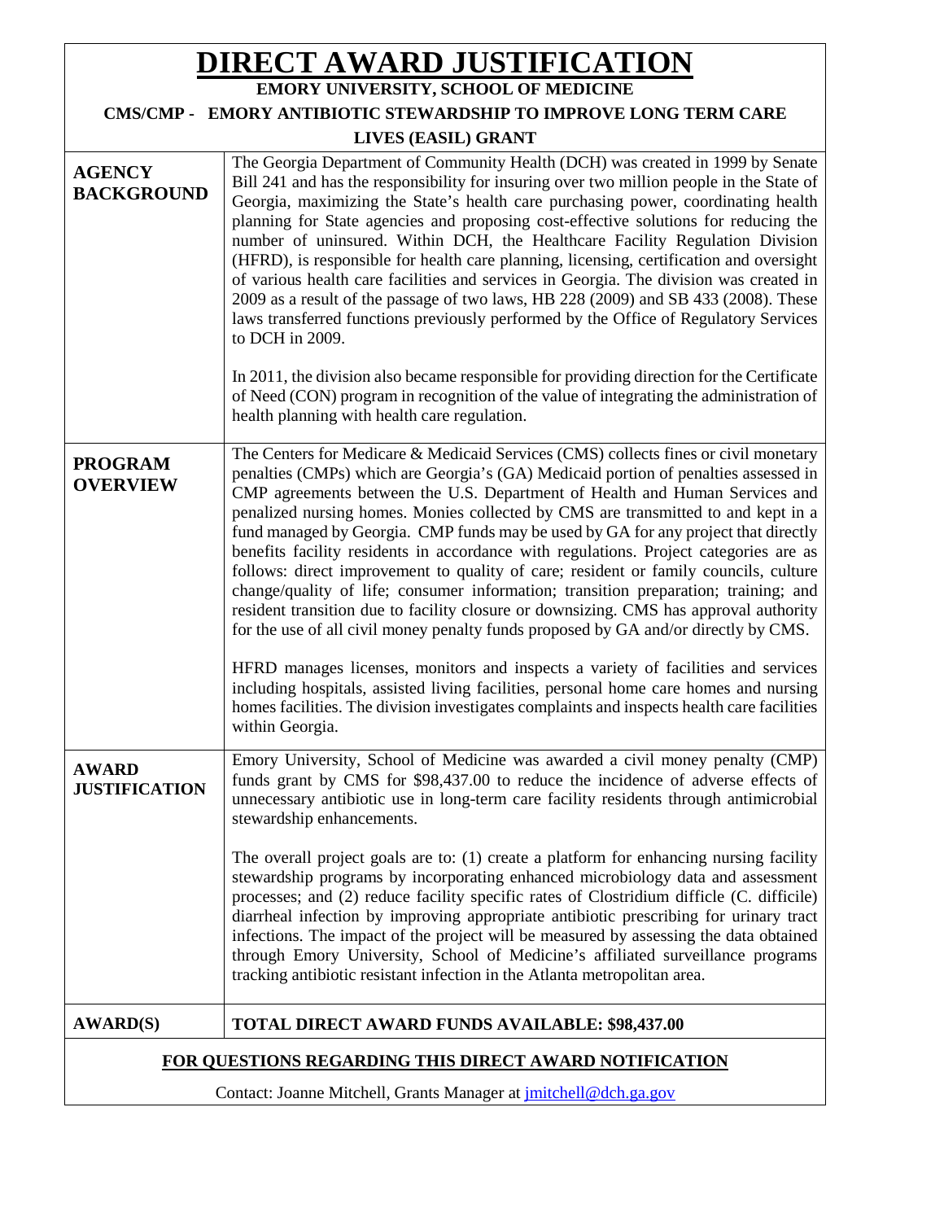# DIRECT AWARD JUSTIFICATION

**EMORY UNIVERSITY, SCHOOL OF MEDICINE**

**CMS/CMP - EMORY ANTIBIOTIC STEWARDSHIP TO IMPROVE LONG TERM CARE LIVES (EASIL) GRANT**

| | |
|---|---|
| **AGENCY BACKGROUND** | The Georgia Department of Community Health (DCH) was created in 1999 by Senate Bill 241 and has the responsibility for insuring over two million people in the State of Georgia, maximizing the State's health care purchasing power, coordinating health planning for State agencies and proposing cost-effective solutions for reducing the number of uninsured. Within DCH, the Healthcare Facility Regulation Division (HFRD), is responsible for health care planning, licensing, certification and oversight of various health care facilities and services in Georgia. The division was created in 2009 as a result of the passage of two laws, HB 228 (2009) and SB 433 (2008). These laws transferred functions previously performed by the Office of Regulatory Services to DCH in 2009.<br><br>In 2011, the division also became responsible for providing direction for the Certificate of Need (CON) program in recognition of the value of integrating the administration of health planning with health care regulation. |
| **PROGRAM OVERVIEW** | The Centers for Medicare & Medicaid Services (CMS) collects fines or civil monetary penalties (CMPs) which are Georgia's (GA) Medicaid portion of penalties assessed in CMP agreements between the U.S. Department of Health and Human Services and penalized nursing homes. Monies collected by CMS are transmitted to and kept in a fund managed by Georgia. CMP funds may be used by GA for any project that directly benefits facility residents in accordance with regulations. Project categories are as follows: direct improvement to quality of care; resident or family councils, culture change/quality of life; consumer information; transition preparation; training; and resident transition due to facility closure or downsizing. CMS has approval authority for the use of all civil money penalty funds proposed by GA and/or directly by CMS.<br><br>HFRD manages licenses, monitors and inspects a variety of facilities and services including hospitals, assisted living facilities, personal home care homes and nursing homes facilities. The division investigates complaints and inspects health care facilities within Georgia. |
| **AWARD JUSTIFICATION** | Emory University, School of Medicine was awarded a civil money penalty (CMP) funds grant by CMS for $98,437.00 to reduce the incidence of adverse effects of unnecessary antibiotic use in long-term care facility residents through antimicrobial stewardship enhancements.<br><br>The overall project goals are to: (1) create a platform for enhancing nursing facility stewardship programs by incorporating enhanced microbiology data and assessment processes; and (2) reduce facility specific rates of Clostridium difficile (C. difficile) diarrheal infection by improving appropriate antibiotic prescribing for urinary tract infections. The impact of the project will be measured by assessing the data obtained through Emory University, School of Medicine's affiliated surveillance programs tracking antibiotic resistant infection in the Atlanta metropolitan area. |
| **AWARD(S)** | **TOTAL DIRECT AWARD FUNDS AVAILABLE: $98,437.00** |

**FOR QUESTIONS REGARDING THIS DIRECT AWARD NOTIFICATION**

Contact: Joanne Mitchell, Grants Manager at jmitchell@dch.ga.gov